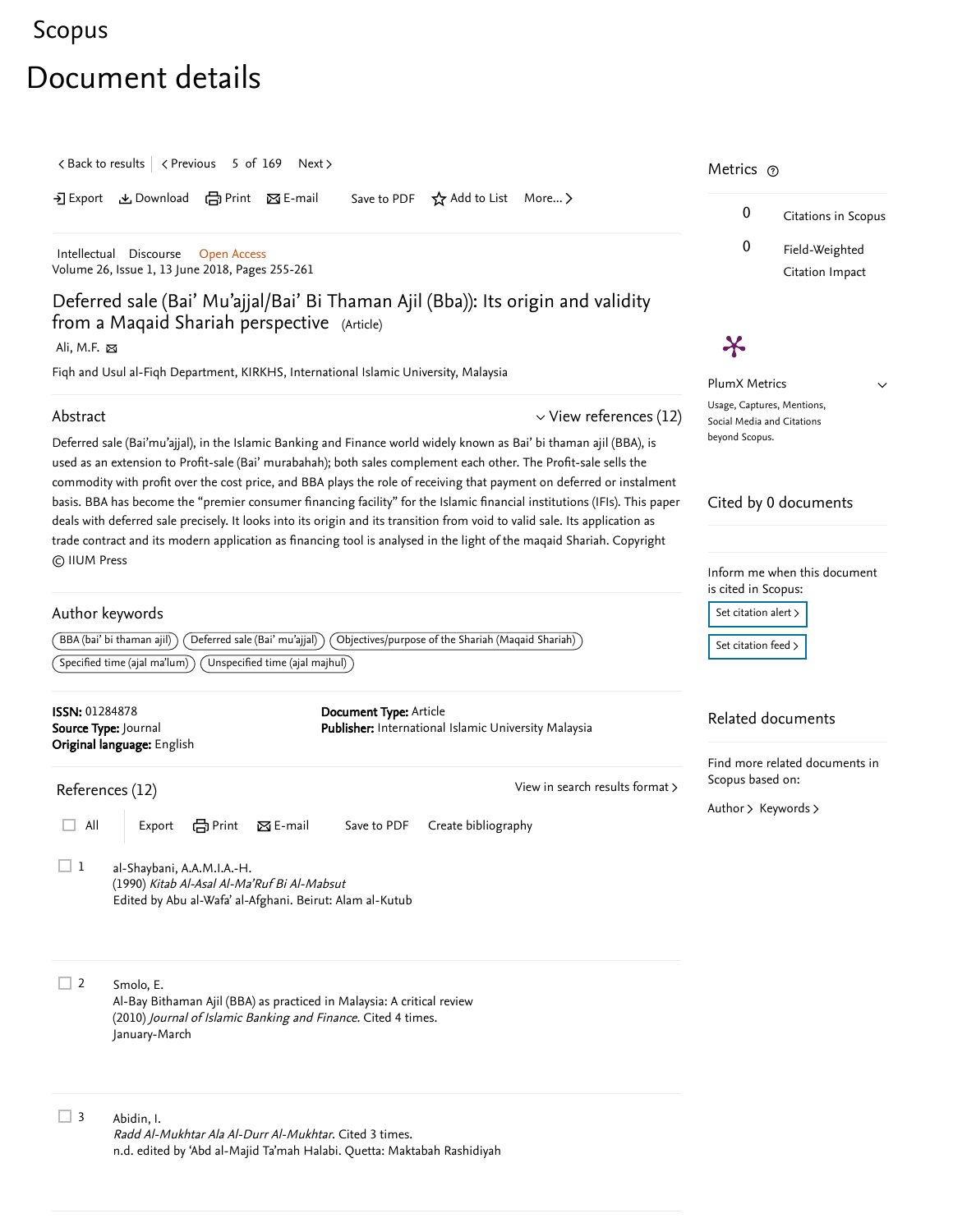Scopus

# Document details

< Back to results | < Previous 5 of 169 Next >

Export Download Print E-mail Save to PDF Add to List More...

Intellectual Discourse Open Access
Volume 26, Issue 1, 13 June 2018, Pages 255-261

## Deferred sale (Bai' Mu'ajjal/Bai' Bi Thaman Ajil (Bba)): Its origin and validity from a Maqaid Shariah perspective (Article)

Ali, M.F.

Fiqh and Usul al-Fiqh Department, KIRKHS, International Islamic University, Malaysia

### Abstract

View references (12)

Deferred sale (Bai'mu'ajjal), in the Islamic Banking and Finance world widely known as Bai' bi thaman ajil (BBA), is used as an extension to Profit-sale (Bai' murabahah); both sales complement each other. The Profit-sale sells the commodity with profit over the cost price, and BBA plays the role of receiving that payment on deferred or instalment basis. BBA has become the "premier consumer financing facility" for the Islamic financial institutions (IFIs). This paper deals with deferred sale precisely. It looks into its origin and its transition from void to valid sale. Its application as trade contract and its modern application as financing tool is analysed in the light of the maqaid Shariah. Copyright © IIUM Press

### Author keywords

BBA (bai' bi thaman ajil) | Deferred sale (Bai' mu'ajjal) | Objectives/purpose of the Shariah (Maqaid Shariah) | Specified time (ajal ma'lum) | Unspecified time (ajal majhul)

**ISSN:** 01284878
**Source Type:** Journal
**Original language:** English
**Document Type:** Article
**Publisher:** International Islamic University Malaysia

### References (12)

View in search results format >

All Export Print E-mail Save to PDF Create bibliography

1. al-Shaybani, A.A.M.I.A.-H.
(1990) *Kitab Al-Asal Al-Ma'Ruf Bi Al-Mabsut*
Edited by Abu al-Wafa' al-Afghani. Beirut: Alam al-Kutub

2. Smolo, E.
Al-Bay Bithaman Ajil (BBA) as practiced in Malaysia: A critical review
(2010) *Journal of Islamic Banking and Finance*. Cited 4 times.
January-March

3. Abidin, I.
*Radd Al-Mukhtar Ala Al-Durr Al-Mukhtar*. Cited 3 times.
n.d. edited by 'Abd al-Majid Ta'mah Halabi. Quetta: Maktabah Rashidiyah

Metrics

0 Citations in Scopus

0 Field-Weighted Citation Impact

PlumX Metrics

Usage, Captures, Mentions, Social Media and Citations beyond Scopus.

Cited by 0 documents

Inform me when this document is cited in Scopus:

Set citation alert >

Set citation feed >

Related documents

Find more related documents in Scopus based on:

Author > Keywords >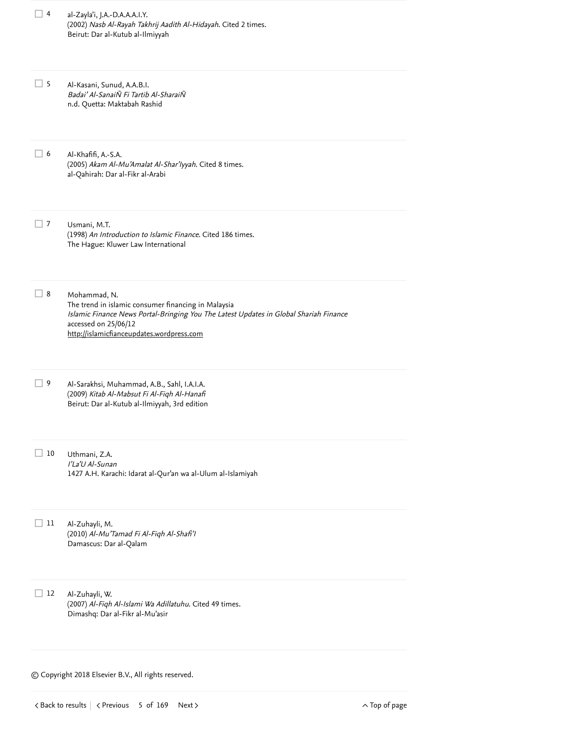4 al-Zayla'i, J.A.-D.A.A.A.I.Y.
(2002) *Nasb Al-Rayah Takhrij Aadith Al-Hidayah*. Cited 2 times.
Beirut: Dar al-Kutub al-Ilmiyyah

5 Al-Kasani, Sunud, A.A.B.I.
*Badai' Al-SanaiÑ Fi Tartib Al-SharaiÑ*
n.d. Quetta: Maktabah Rashid

6 Al-Khafifi, A.-S.A.
(2005) *Akam Al-Mu'Amalat Al-Shar'Iyyah*. Cited 8 times.
al-Qahirah: Dar al-Fikr al-Arabi

7 Usmani, M.T.
(1998) *An Introduction to Islamic Finance*. Cited 186 times.
The Hague: Kluwer Law International

8 Mohammad, N.
The trend in islamic consumer financing in Malaysia
*Islamic Finance News Portal-Bringing You The Latest Updates in Global Shariah Finance*
accessed on 25/06/12
http://islamicfianceupdates.wordpress.com

9 Al-Sarakhsi, Muhammad, A.B., Sahl, I.A.I.A.
(2009) *Kitab Al-Mabsut Fi Al-Fiqh Al-Hanafi*
Beirut: Dar al-Kutub al-Ilmiyyah, 3rd edition

10 Uthmani, Z.A.
*I'La'U Al-Sunan*
1427 A.H. Karachi: Idarat al-Qur'an wa al-Ulum al-Islamiyah

11 Al-Zuhayli, M.
(2010) *Al-Mu'Tamad Fi Al-Fiqh Al-Shafi'I*
Damascus: Dar al-Qalam

12 Al-Zuhayli, W.
(2007) *Al-Fiqh Al-Islami Wa Adillatuhu*. Cited 49 times.
Dimashq: Dar al-Fikr al-Mu'asir

© Copyright 2018 Elsevier B.V., All rights reserved.